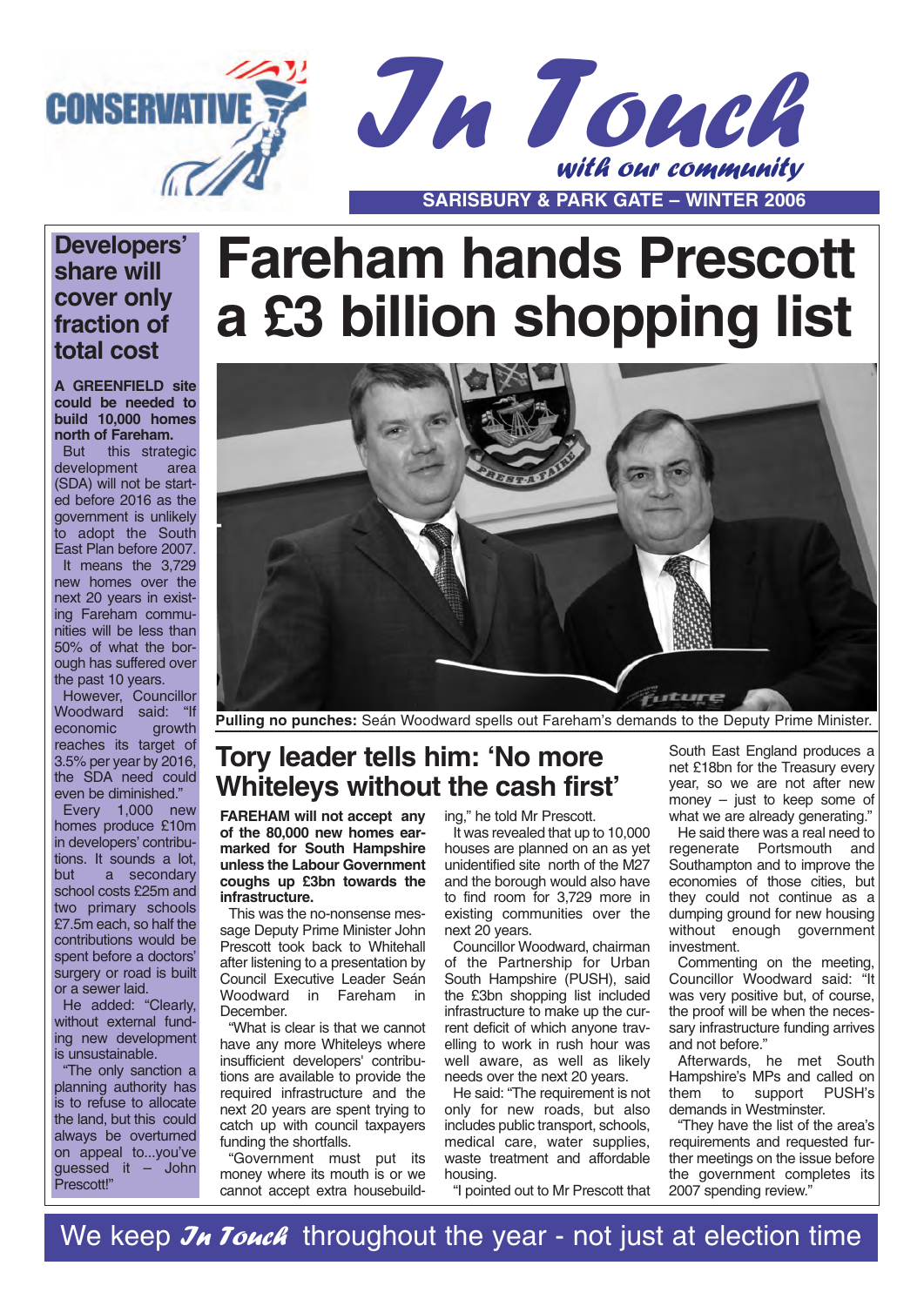CONSERVATIVE

# In Touch

*with our community*

**SARISBURY & PARK GATE – WINTER 2006**

# Fareham hands Prescott a £3 billion shopping list

**Pulling no punches:** Seán Woodward spells out Fareham's demands to the Deputy Prime Minister.

## Tory leader tells him: 'No more Whiteleys without the cash first'

**FAREHAM will not accept any of the 80,000 new homes earmarked for South Hampshire unless the Labour Government coughs up £3bn towards the infrastructure.**

This was the no-nonsense message Deputy Prime Minister John Prescott took back to Whitehall after listening to a presentation by Council Executive Leader Seán Woodward in Fareham in December.

"What is clear is that we cannot have any more Whiteleys where insufficient developers' contributions are available to provide the required infrastructure and the next 20 years are spent trying to catch up with council taxpayers funding the shortfalls.

"Government must put its money where its mouth is or we cannot accept extra housebuilding," he told Mr Prescott.

It was revealed that up to 10,000 houses are planned on an as yet unidentified site north of the M27 and the borough would also have to find room for 3,729 more in existing communities over the next 20 years.

Councillor Woodward, chairman of the Partnership for Urban South Hampshire (PUSH), said the £3bn shopping list included infrastructure to make up the current deficit of which anyone travelling to work in rush hour was well aware, as well as likely needs over the next 20 years.

He said: "The requirement is not only for new roads, but also includes public transport, schools, medical care, water supplies, waste treatment and affordable housing.

"I pointed out to Mr Prescott that South East England produces a net £18bn for the Treasury every year, so we are not after new money – just to keep some of what we are already generating."

He said there was a real need to regenerate Portsmouth and Southampton and to improve the economies of those cities, but they could not continue as a dumping ground for new housing without enough government investment.

Commenting on the meeting, Councillor Woodward said: "It was very positive but, of course, the proof will be when the necessary infrastructure funding arrives and not before."

Afterwards, he met South Hampshire's MPs and called on them to support PUSH's demands in Westminster.

"They have the list of the area's requirements and requested further meetings on the issue before the government completes its 2007 spending review."

## Developers' share will cover only fraction of total cost

**A GREENFIELD site could be needed to build 10,000 homes north of Fareham.**

But this strategic development area (SDA) will not be started before 2016 as the government is unlikely to adopt the South East Plan before 2007.

It means the 3,729 new homes over the next 20 years in existing Fareham communities will be less than 50% of what the borough has suffered over the past 10 years.

However, Councillor Woodward said: "If economic growth reaches its target of 3.5% per year by 2016, the SDA need could even be diminished."

Every 1,000 new homes produce £10m in developers' contributions. It sounds a lot, but a secondary school costs £25m and two primary schools £7.5m each, so half the contributions would be spent before a doctors' surgery or road is built or a sewer laid.

He added: "Clearly, without external funding new development is unsustainable.

"The only sanction a planning authority has is to refuse to allocate the land, but this could always be overturned on appeal to...you've guessed it – John Prescott!"

We keep *In Touch* throughout the year - not just at election time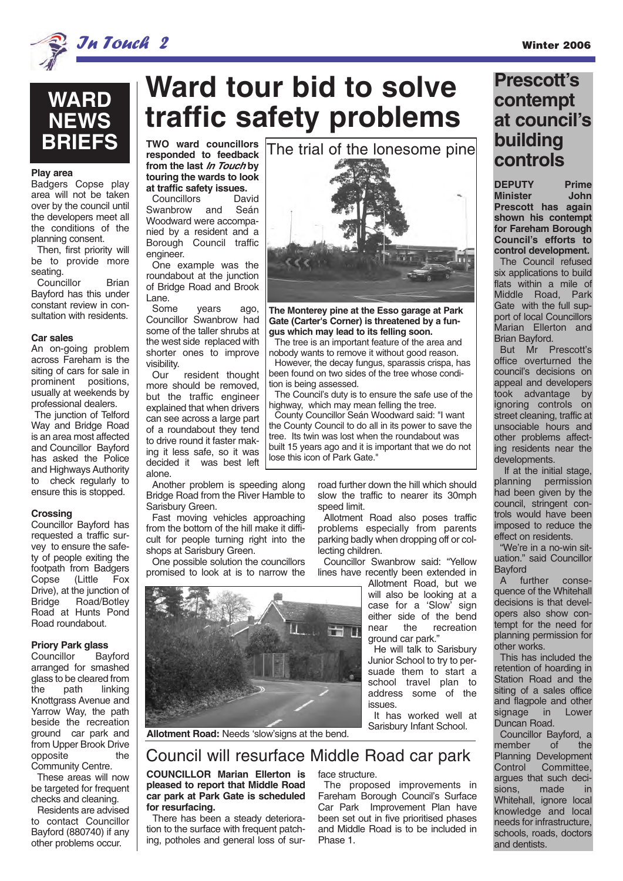# WARD NEWS BRIEFS

**Play area**

Badgers Copse play area will not be taken over by the council until the developers meet all the conditions of the planning consent.

Then, first priority will be to provide more seating.

Councillor Brian Bayford has this under constant review in consultation with residents.

**Car sales**

An on-going problem across Fareham is the siting of cars for sale in prominent positions, usually at weekends by professional dealers.

The junction of Telford Way and Bridge Road is an area most affected and Councillor Bayford has asked the Police and Highways Authority to check regularly to ensure this is stopped.

**Crossing**

Councillor Bayford has requested a traffic survey to ensure the safety of people exiting the footpath from Badgers Copse (Little Fox Drive), at the junction of Bridge Road/Botley Road at Hunts Pond Road roundabout.

**Priory Park glass**

Councillor Bayford arranged for smashed glass to be cleared from the path linking Knottgrass Avenue and Yarrow Way, the path beside the recreation ground car park and from Upper Brook Drive opposite the Community Centre.

These areas will now be targeted for frequent checks and cleaning.

Residents are advised to contact Councillor Bayford (880740) if any other problems occur.

# Ward tour bid to solve traffic safety problems

**TWO ward councillors responded to feedback from the last *In Touch* by touring the wards to look at traffic safety issues.**

Councillors David Swanbrow and Seán Woodward were accompanied by a resident and a Borough Council traffic engineer.

One example was the roundabout at the junction of Bridge Road and Brook Lane.

Some years ago, Councillor Swanbrow had some of the taller shrubs at the west side replaced with shorter ones to improve visibility.

Our resident thought more should be removed, but the traffic engineer explained that when drivers can see across a large part of a roundabout they tend to drive round it faster making it less safe, so it was decided it was best left alone.

Another problem is speeding along Bridge Road from the River Hamble to Sarisbury Green.

Fast moving vehicles approaching from the bottom of the hill make it difficult for people turning right into the shops at Sarisbury Green.

One possible solution the councillors promised to look at is to narrow the road further down the hill which should slow the traffic to nearer its 30mph speed limit.

Allotment Road also poses traffic problems especially from parents parking badly when dropping off or collecting children.

Councillor Swanbrow said: "Yellow lines have recently been extended in Allotment Road, but we will also be looking at a case for a 'Slow' sign either side of the bend near the recreation ground car park."

He will talk to Sarisbury Junior School to try to persuade them to start a school travel plan to address some of the issues.

It has worked well at Sarisbury Infant School.

**Allotment Road:** Needs 'slow'signs at the bend.

## The trial of the lonesome pine

**The Monterey pine at the Esso garage at Park Gate (Carter's Corner) is threatened by a fungus which may lead to its felling soon.**

The tree is an important feature of the area and nobody wants to remove it without good reason.

However, the decay fungus, sparassis crispa, has been found on two sides of the tree whose condition is being assessed.

The Council's duty is to ensure the safe use of the highway, which may mean felling the tree.

County Councillor Seán Woodward said: "I want the County Council to do all in its power to save the tree. Its twin was lost when the roundabout was built 15 years ago and it is important that we do not lose this icon of Park Gate."

## Council will resurface Middle Road car park

**COUNCILLOR Marian Ellerton is pleased to report that Middle Road car park at Park Gate is scheduled for resurfacing.**

There has been a steady deterioration to the surface with frequent patching, potholes and general loss of surface structure.

The proposed improvements in Fareham Borough Council's Surface Car Park Improvement Plan have been set out in five prioritised phases and Middle Road is to be included in Phase 1.

# Prescott's contempt at council's building controls

**DEPUTY Prime Minister John Prescott has again shown his contempt for Fareham Borough Council's efforts to control development.**

The Council refused six applications to build flats within a mile of Middle Road, Park Gate with the full support of local Councillors Marian Ellerton and Brian Bayford.

But Mr Prescott's office overturned the council's decisions on appeal and developers took advantage by ignoring controls on street cleaning, traffic at unsociable hours and other problems affecting residents near the developments.

If at the initial stage, planning permission had been given by the council, stringent controls would have been imposed to reduce the effect on residents.

"We're in a no-win situation." said Councillor Bayford

A further consequence of the Whitehall decisions is that developers also show contempt for the need for planning permission for other works.

This has included the retention of hoarding in Station Road and the siting of a sales office and flagpole and other signage in Lower Duncan Road.

Councillor Bayford, a member of the Planning Development Control Committee, argues that such decisions, made in Whitehall, ignore local knowledge and local needs for infrastructure, schools, roads, doctors and dentists.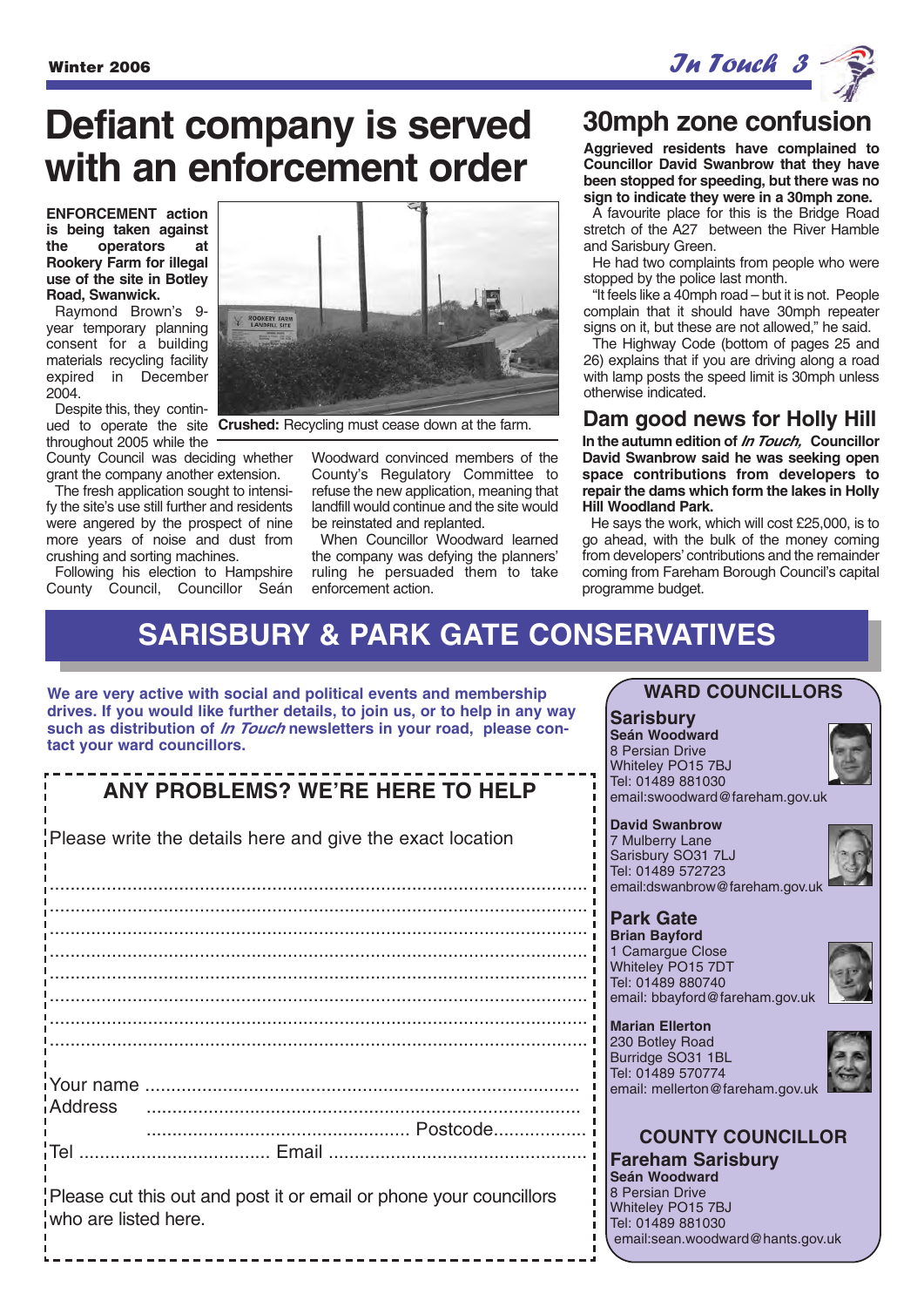# Defiant company is served with an enforcement order

**ENFORCEMENT action is being taken against the operators at Rookery Farm for illegal use of the site in Botley Road, Swanwick.**

Raymond Brown's 9-year temporary planning consent for a building materials recycling facility expired in December 2004.

Despite this, they continued to operate the site throughout 2005 while the County Council was deciding whether grant the company another extension.

The fresh application sought to intensify the site's use still further and residents were angered by the prospect of nine more years of noise and dust from crushing and sorting machines.

Following his election to Hampshire County Council, Councillor Seán Woodward convinced members of the County's Regulatory Committee to refuse the new application, meaning that landfill would continue and the site would be reinstated and replanted.

When Councillor Woodward learned the company was defying the planners' ruling he persuaded them to take enforcement action.

**Crushed:** Recycling must cease down at the farm.

## 30mph zone confusion

**Aggrieved residents have complained to Councillor David Swanbrow that they have been stopped for speeding, but there was no sign to indicate they were in a 30mph zone.**

A favourite place for this is the Bridge Road stretch of the A27 between the River Hamble and Sarisbury Green.

He had two complaints from people who were stopped by the police last month.

"It feels like a 40mph road – but it is not. People complain that it should have 30mph repeater signs on it, but these are not allowed," he said.

The Highway Code (bottom of pages 25 and 26) explains that if you are driving along a road with lamp posts the speed limit is 30mph unless otherwise indicated.

## Dam good news for Holly Hill

**In the autumn edition of *In Touch,* Councillor David Swanbrow said he was seeking open space contributions from developers to repair the dams which form the lakes in Holly Hill Woodland Park.**

He says the work, which will cost £25,000, is to go ahead, with the bulk of the money coming from developers' contributions and the remainder coming from Fareham Borough Council's capital programme budget.

# SARISBURY & PARK GATE CONSERVATIVES

**We are very active with social and political events and membership drives. If you would like further details, to join us, or to help in any way such as distribution of *In Touch* newsletters in your road, please contact your ward councillors.**

## ANY PROBLEMS? WE'RE HERE TO HELP

Please write the details here and give the exact location

.......................................................................................................
.......................................................................................................
.......................................................................................................
.......................................................................................................
.......................................................................................................
.......................................................................................................
.......................................................................................................
.......................................................................................................

Your name ...................................................................................

Address ...................................................................................

.................................................. Postcode..................

Tel .................................... Email .................................................

Please cut this out and post it or email or phone your councillors who are listed here.

## WARD COUNCILLORS

### Sarisbury

**Seán Woodward**
8 Persian Drive
Whiteley PO15 7BJ
Tel: 01489 881030
email:swoodward@fareham.gov.uk

**David Swanbrow**
7 Mulberry Lane
Sarisbury SO31 7LJ
Tel: 01489 572723
email:dswanbrow@fareham.gov.uk

### Park Gate

**Brian Bayford**
1 Camargue Close
Whiteley PO15 7DT
Tel: 01489 880740
email: bbayford@fareham.gov.uk

**Marian Ellerton**
230 Botley Road
Burridge SO31 1BL
Tel: 01489 570774
email: mellerton@fareham.gov.uk

## COUNTY COUNCILLOR

### Fareham Sarisbury

**Seán Woodward**
8 Persian Drive
Whiteley PO15 7BJ
Tel: 01489 881030
email:sean.woodward@hants.gov.uk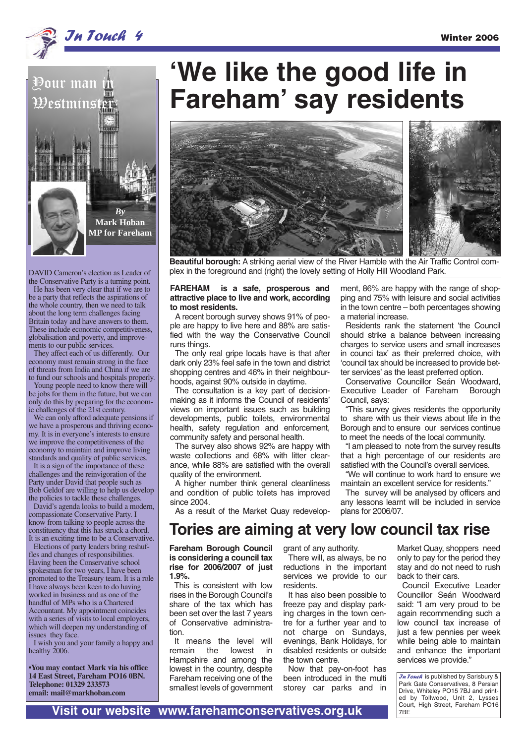# 'We like the good life in Fareham' say residents

**Beautiful borough:** A striking aerial view of the River Hamble with the Air Traffic Control complex in the foreground and (right) the lovely setting of Holly Hill Woodland Park.

**FAREHAM is a safe, prosperous and attractive place to live and work, according to most residents.**

A recent borough survey shows 91% of people are happy to live here and 88% are satisfied with the way the Conservative Council runs things.

The only real gripe locals have is that after dark only 23% feel safe in the town and district shopping centres and 46% in their neighbourhoods, against 90% outside in daytime.

The consultation is a key part of decision-making as it informs the Council of residents' views on important issues such as building developments, public toilets, environmental health, safety regulation and enforcement, community safety and personal health.

The survey also shows 92% are happy with waste collections and 68% with litter clearance, while 88% are satisfied with the overall quality of the environment.

A higher number think general cleanliness and condition of public toilets has improved since 2004.

As a result of the Market Quay redevelopment, 86% are happy with the range of shopping and 75% with leisure and social activities in the town centre – both percentages showing a material increase.

Residents rank the statement 'the Council should strike a balance between increasing charges to service users and small increases in counci tax' as their preferred choice, with 'council tax should be increased to provide better services' as the least preferred option.

Conservative Councillor Seán Woodward, Executive Leader of Fareham Borough Council, says:

"This survey gives residents the opportunity to share with us their views about life in the Borough and to ensure our services continue to meet the needs of the local community.

"I am pleased to note from the survey results that a high percentage of our residents are satisfied with the Council's overall services.

"We will continue to work hard to ensure we maintain an excellent service for residents."

The survey will be analysed by officers and any lessons learnt will be included in service plans for 2006/07.

## Tories are aiming at very low council tax rise

**Fareham Borough Council is considering a council tax rise for 2006/2007 of just 1.9%.**

This is consistent with low rises in the Borough Council's share of the tax which has been set over the last 7 years of Conservative administration.

It means the level will remain the lowest in Hampshire and among the lowest in the country, despite Fareham receiving one of the smallest levels of government grant of any authority.

There will, as always, be no reductions in the important services we provide to our residents.

It has also been possible to freeze pay and display parking charges in the town centre for a further year and to not charge on Sundays, evenings, Bank Holidays, for disabled residents or outside the town centre.

Now that pay-on-foot has been introduced in the multi storey car parks and in Market Quay, shoppers need only to pay for the period they stay and do not need to rush back to their cars.

Council Executive Leader Councillor Seán Woodward said: "I am very proud to be again recommending such a low council tax increase of just a few pennies per week while being able to maintain and enhance the important services we provide."

## Your man in Westminster

*By* **Mark Hoban MP for Fareham**

DAVID Cameron's election as Leader of the Conservative Party is a turning point.

He has been very clear that if we are to be a party that reflects the aspirations of the whole country, then we need to talk about the long term challenges facing Britain today and have answers to them. These include economic competitiveness, globalisation and poverty, and improvements to our public services.

They affect each of us differently. Our economy must remain strong in the face of threats from India and China if we are to fund our schools and hospitals properly.

Young people need to know there will be jobs for them in the future, but we can only do this by preparing for the economic challenges of the 21st century.

We can only afford adequate pensions if we have a prosperous and thriving economy. It is in everyone's interests to ensure we improve the competitiveness of the economy to maintain and improve living standards and quality of public services.

It is a sign of the importance of these challenges and the reinvigoration of the Party under David that people such as Bob Geldof are willing to help us develop the policies to tackle these challenges.

David's agenda looks to build a modern, compassionate Conservative Party. I know from talking to people across the constituency that this has struck a chord. It is an exciting time to be a Conservative.

Elections of party leaders bring reshuffles and changes of responsibilities. Having been the Conservative school spokesman for two years, I have been promoted to the Treasury team. It is a role I have always been keen to do having worked in business and as one of the handful of MPs who is a Chartered Accountant. My appointment coincides with a series of visits to local employers, which will deepen my understanding of issues they face.

I wish you and your family a happy and healthy 2006.

**•You may contact Mark via his office 14 East Street, Fareham PO16 0BN. Telephone: 01329 233573 email: mail@markhoban.com**

*In Touch* is published by Sarisbury & Park Gate Conservatives, 8 Persian Drive, Whiteley PO15 7BJ and printed by Tollwood, Unit 2, Lysses Court, High Street, Fareham PO16 7BE

**Visit our website www.farehamconservatives.org.uk**